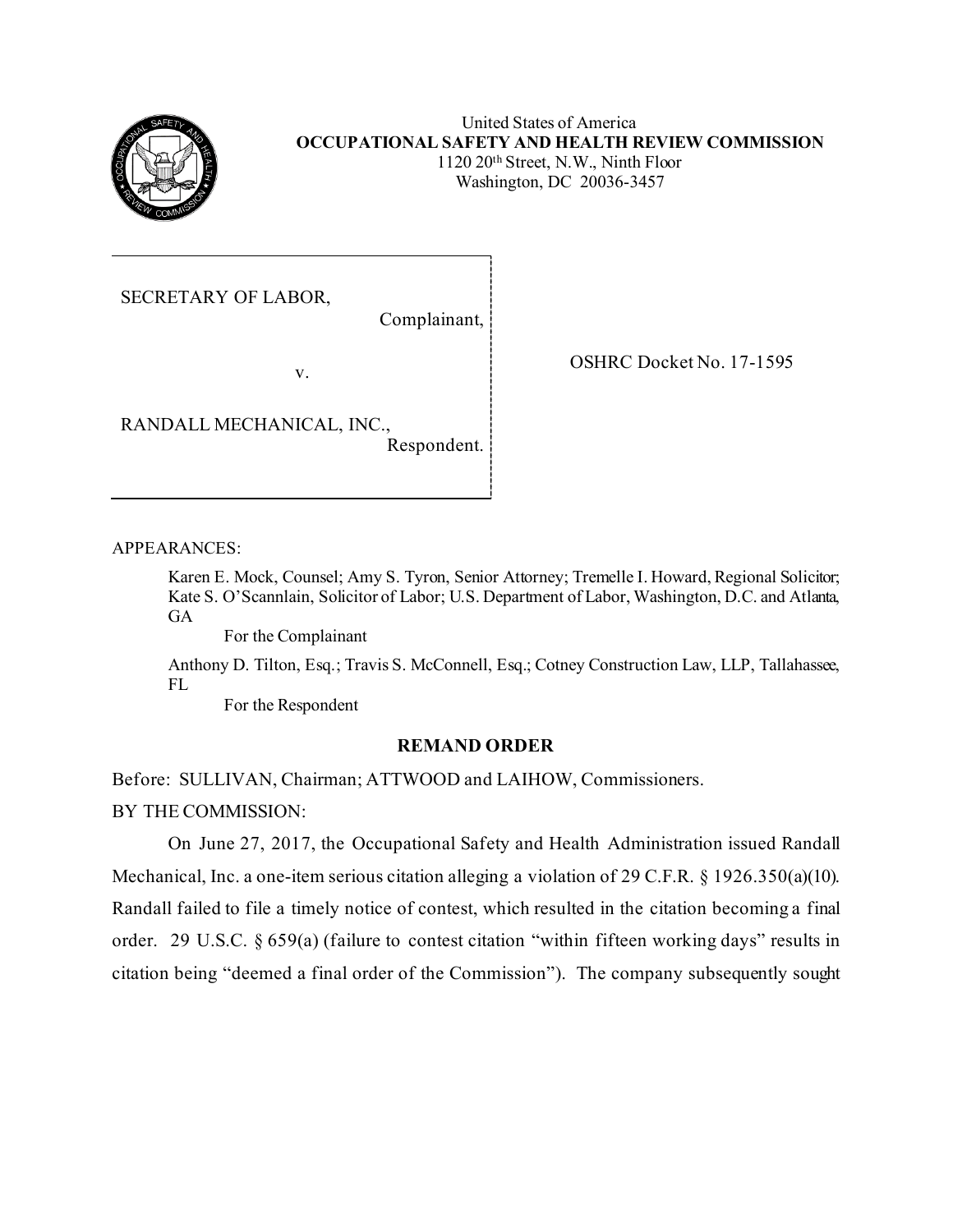United States of America
**OCCUPATIONAL SAFETY AND HEALTH REVIEW COMMISSION**
1120 20th Street, N.W., Ninth Floor
Washington, DC 20036-3457

| | |
|---|---|
| SECRETARY OF LABOR,<br>Complainant,<br><br>v.<br><br>RANDALL MECHANICAL, INC.,<br>Respondent. | OSHRC Docket No. 17-1595 |

APPEARANCES:

Karen E. Mock, Counsel; Amy S. Tyron, Senior Attorney; Tremelle I. Howard, Regional Solicitor; Kate S. O'Scannlain, Solicitor of Labor; U.S. Department of Labor, Washington, D.C. and Atlanta, GA

For the Complainant

Anthony D. Tilton, Esq.; Travis S. McConnell, Esq.; Cotney Construction Law, LLP, Tallahassee, FL

For the Respondent

## REMAND ORDER

Before: SULLIVAN, Chairman; ATTWOOD and LAIHOW, Commissioners.

BY THE COMMISSION:

On June 27, 2017, the Occupational Safety and Health Administration issued Randall Mechanical, Inc. a one-item serious citation alleging a violation of 29 C.F.R. § 1926.350(a)(10). Randall failed to file a timely notice of contest, which resulted in the citation becoming a final order. 29 U.S.C. § 659(a) (failure to contest citation "within fifteen working days" results in citation being "deemed a final order of the Commission"). The company subsequently sought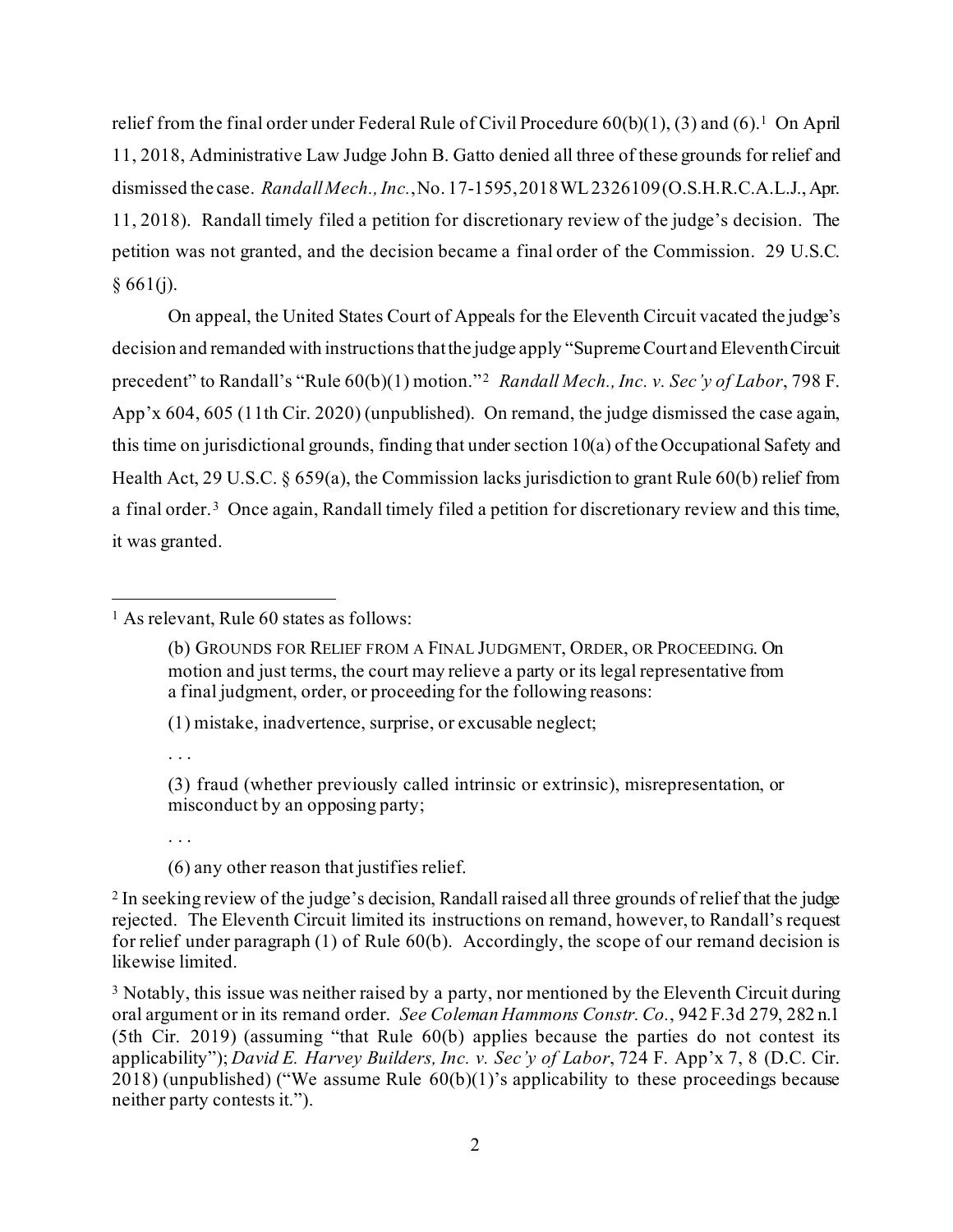relief from the final order under Federal Rule of Civil Procedure 60(b)(1), (3) and (6).[1] On April 11, 2018, Administrative Law Judge John B. Gatto denied all three of these grounds for relief and dismissed the case. *Randall Mech., Inc.*, No. 17-1595, 2018 WL 2326109 (O.S.H.R.C.A.L.J., Apr. 11, 2018). Randall timely filed a petition for discretionary review of the judge's decision. The petition was not granted, and the decision became a final order of the Commission. 29 U.S.C. § 661(j).

On appeal, the United States Court of Appeals for the Eleventh Circuit vacated the judge's decision and remanded with instructions that the judge apply "Supreme Court and Eleventh Circuit precedent" to Randall's "Rule 60(b)(1) motion."[2] *Randall Mech., Inc. v. Sec'y of Labor*, 798 F. App'x 604, 605 (11th Cir. 2020) (unpublished). On remand, the judge dismissed the case again, this time on jurisdictional grounds, finding that under section 10(a) of the Occupational Safety and Health Act, 29 U.S.C. § 659(a), the Commission lacks jurisdiction to grant Rule 60(b) relief from a final order.[3] Once again, Randall timely filed a petition for discretionary review and this time, it was granted.

---

[1] As relevant, Rule 60 states as follows:

> (b) GROUNDS FOR RELIEF FROM A FINAL JUDGMENT, ORDER, OR PROCEEDING. On motion and just terms, the court may relieve a party or its legal representative from a final judgment, order, or proceeding for the following reasons:
>
> (1) mistake, inadvertence, surprise, or excusable neglect;
>
> . . .
>
> (3) fraud (whether previously called intrinsic or extrinsic), misrepresentation, or misconduct by an opposing party;
>
> . . .
>
> (6) any other reason that justifies relief.

[2] In seeking review of the judge's decision, Randall raised all three grounds of relief that the judge rejected. The Eleventh Circuit limited its instructions on remand, however, to Randall's request for relief under paragraph (1) of Rule 60(b). Accordingly, the scope of our remand decision is likewise limited.

[3] Notably, this issue was neither raised by a party, nor mentioned by the Eleventh Circuit during oral argument or in its remand order. *See Coleman Hammons Constr. Co.*, 942 F.3d 279, 282 n.1 (5th Cir. 2019) (assuming "that Rule 60(b) applies because the parties do not contest its applicability"); *David E. Harvey Builders, Inc. v. Sec'y of Labor*, 724 F. App'x 7, 8 (D.C. Cir. 2018) (unpublished) ("We assume Rule 60(b)(1)'s applicability to these proceedings because neither party contests it.").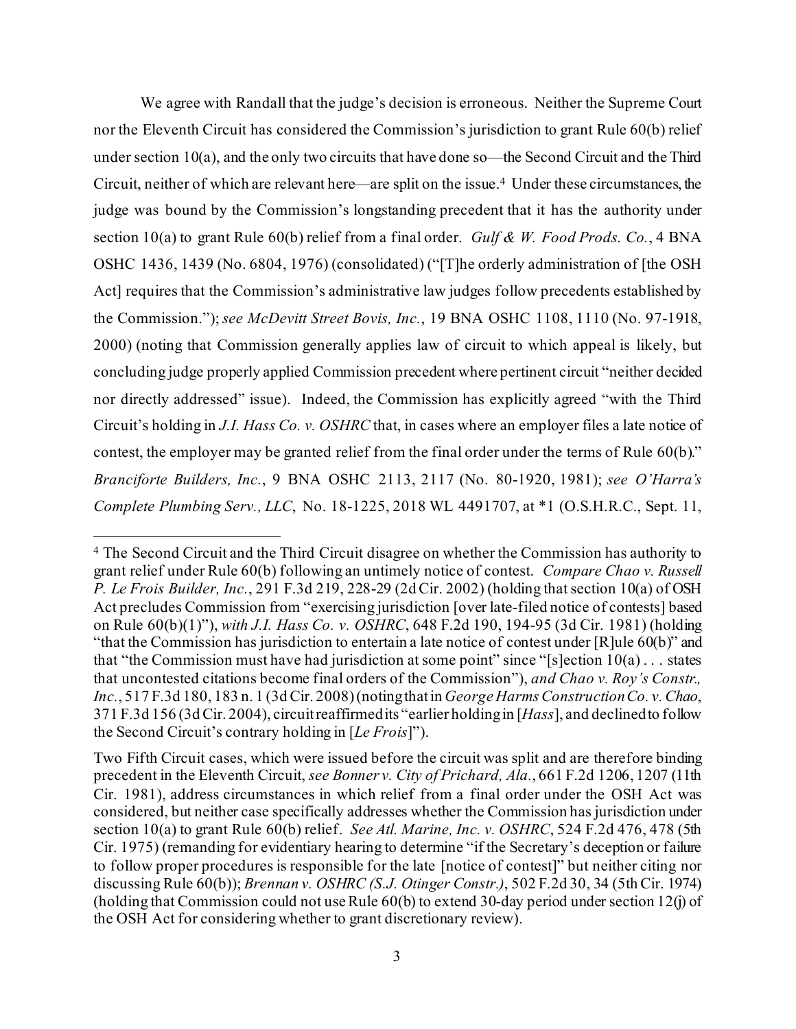We agree with Randall that the judge's decision is erroneous. Neither the Supreme Court nor the Eleventh Circuit has considered the Commission's jurisdiction to grant Rule 60(b) relief under section 10(a), and the only two circuits that have done so—the Second Circuit and the Third Circuit, neither of which are relevant here—are split on the issue.[4] Under these circumstances, the judge was bound by the Commission's longstanding precedent that it has the authority under section 10(a) to grant Rule 60(b) relief from a final order. *Gulf & W. Food Prods. Co.*, 4 BNA OSHC 1436, 1439 (No. 6804, 1976) (consolidated) ("[T]he orderly administration of [the OSH Act] requires that the Commission's administrative law judges follow precedents established by the Commission."); *see McDevitt Street Bovis, Inc.*, 19 BNA OSHC 1108, 1110 (No. 97-1918, 2000) (noting that Commission generally applies law of circuit to which appeal is likely, but concluding judge properly applied Commission precedent where pertinent circuit "neither decided nor directly addressed" issue). Indeed, the Commission has explicitly agreed "with the Third Circuit's holding in *J.I. Hass Co. v. OSHRC* that, in cases where an employer files a late notice of contest, the employer may be granted relief from the final order under the terms of Rule 60(b)." *Branciforte Builders, Inc.*, 9 BNA OSHC 2113, 2117 (No. 80-1920, 1981); *see O'Harra's Complete Plumbing Serv., LLC*, No. 18-1225, 2018 WL 4491707, at *1 (O.S.H.R.C., Sept. 11,

---

[4] The Second Circuit and the Third Circuit disagree on whether the Commission has authority to grant relief under Rule 60(b) following an untimely notice of contest. *Compare Chao v. Russell P. Le Frois Builder, Inc.*, 291 F.3d 219, 228-29 (2d Cir. 2002) (holding that section 10(a) of OSH Act precludes Commission from "exercising jurisdiction [over late-filed notice of contests] based on Rule 60(b)(1)"), *with J.I. Hass Co. v. OSHRC*, 648 F.2d 190, 194-95 (3d Cir. 1981) (holding "that the Commission has jurisdiction to entertain a late notice of contest under [R]ule 60(b)" and that "the Commission must have had jurisdiction at some point" since "[s]ection 10(a) . . . states that uncontested citations become final orders of the Commission"), *and Chao v. Roy's Constr., Inc.*, 517 F.3d 180, 183 n. 1 (3d Cir. 2008) (noting that in *George Harms Construction Co. v. Chao*, 371 F.3d 156 (3d Cir. 2004), circuit reaffirmed its "earlier holding in [*Hass*], and declined to follow the Second Circuit's contrary holding in [*Le Frois*]").

Two Fifth Circuit cases, which were issued before the circuit was split and are therefore binding precedent in the Eleventh Circuit, *see Bonner v. City of Prichard, Ala.*, 661 F.2d 1206, 1207 (11th Cir. 1981), address circumstances in which relief from a final order under the OSH Act was considered, but neither case specifically addresses whether the Commission has jurisdiction under section 10(a) to grant Rule 60(b) relief. *See Atl. Marine, Inc. v. OSHRC*, 524 F.2d 476, 478 (5th Cir. 1975) (remanding for evidentiary hearing to determine "if the Secretary's deception or failure to follow proper procedures is responsible for the late [notice of contest]" but neither citing nor discussing Rule 60(b)); *Brennan v. OSHRC (S.J. Otinger Constr.)*, 502 F.2d 30, 34 (5th Cir. 1974) (holding that Commission could not use Rule 60(b) to extend 30-day period under section 12(j) of the OSH Act for considering whether to grant discretionary review).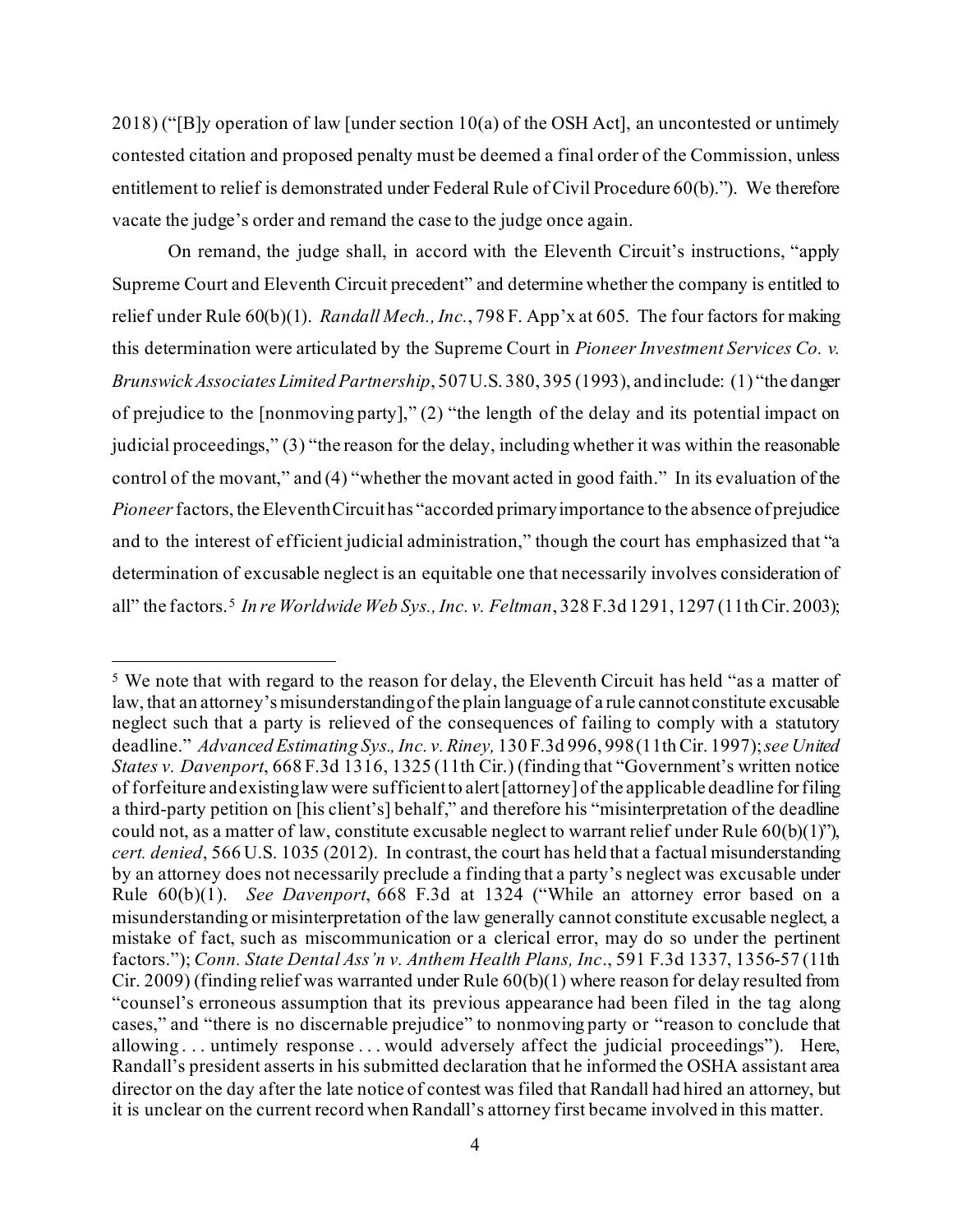2018) ("[B]y operation of law [under section 10(a) of the OSH Act], an uncontested or untimely contested citation and proposed penalty must be deemed a final order of the Commission, unless entitlement to relief is demonstrated under Federal Rule of Civil Procedure 60(b)."). We therefore vacate the judge's order and remand the case to the judge once again.

On remand, the judge shall, in accord with the Eleventh Circuit's instructions, "apply Supreme Court and Eleventh Circuit precedent" and determine whether the company is entitled to relief under Rule 60(b)(1). *Randall Mech., Inc.*, 798 F. App'x at 605. The four factors for making this determination were articulated by the Supreme Court in *Pioneer Investment Services Co. v. Brunswick Associates Limited Partnership*, 507 U.S. 380, 395 (1993), and include: (1) "the danger of prejudice to the [nonmoving party]," (2) "the length of the delay and its potential impact on judicial proceedings," (3) "the reason for the delay, including whether it was within the reasonable control of the movant," and (4) "whether the movant acted in good faith." In its evaluation of the *Pioneer* factors, the Eleventh Circuit has "accorded primary importance to the absence of prejudice and to the interest of efficient judicial administration," though the court has emphasized that "a determination of excusable neglect is an equitable one that necessarily involves consideration of all" the factors.[5] *In re Worldwide Web Sys., Inc. v. Feltman*, 328 F.3d 1291, 1297 (11th Cir. 2003);

---

[5] We note that with regard to the reason for delay, the Eleventh Circuit has held "as a matter of law, that an attorney's misunderstanding of the plain language of a rule cannot constitute excusable neglect such that a party is relieved of the consequences of failing to comply with a statutory deadline." *Advanced Estimating Sys., Inc. v. Riney,* 130 F.3d 996, 998 (11th Cir. 1997); *see United States v. Davenport*, 668 F.3d 1316, 1325 (11th Cir.) (finding that "Government's written notice of forfeiture and existing law were sufficient to alert [attorney] of the applicable deadline for filing a third-party petition on [his client's] behalf," and therefore his "misinterpretation of the deadline could not, as a matter of law, constitute excusable neglect to warrant relief under Rule 60(b)(1)"), *cert. denied*, 566 U.S. 1035 (2012). In contrast, the court has held that a factual misunderstanding by an attorney does not necessarily preclude a finding that a party's neglect was excusable under Rule 60(b)(1). *See Davenport*, 668 F.3d at 1324 ("While an attorney error based on a misunderstanding or misinterpretation of the law generally cannot constitute excusable neglect, a mistake of fact, such as miscommunication or a clerical error, may do so under the pertinent factors."); *Conn. State Dental Ass'n v. Anthem Health Plans, Inc*., 591 F.3d 1337, 1356-57 (11th Cir. 2009) (finding relief was warranted under Rule 60(b)(1) where reason for delay resulted from "counsel's erroneous assumption that its previous appearance had been filed in the tag along cases," and "there is no discernable prejudice" to nonmoving party or "reason to conclude that allowing . . . untimely response . . . would adversely affect the judicial proceedings"). Here, Randall's president asserts in his submitted declaration that he informed the OSHA assistant area director on the day after the late notice of contest was filed that Randall had hired an attorney, but it is unclear on the current record when Randall's attorney first became involved in this matter.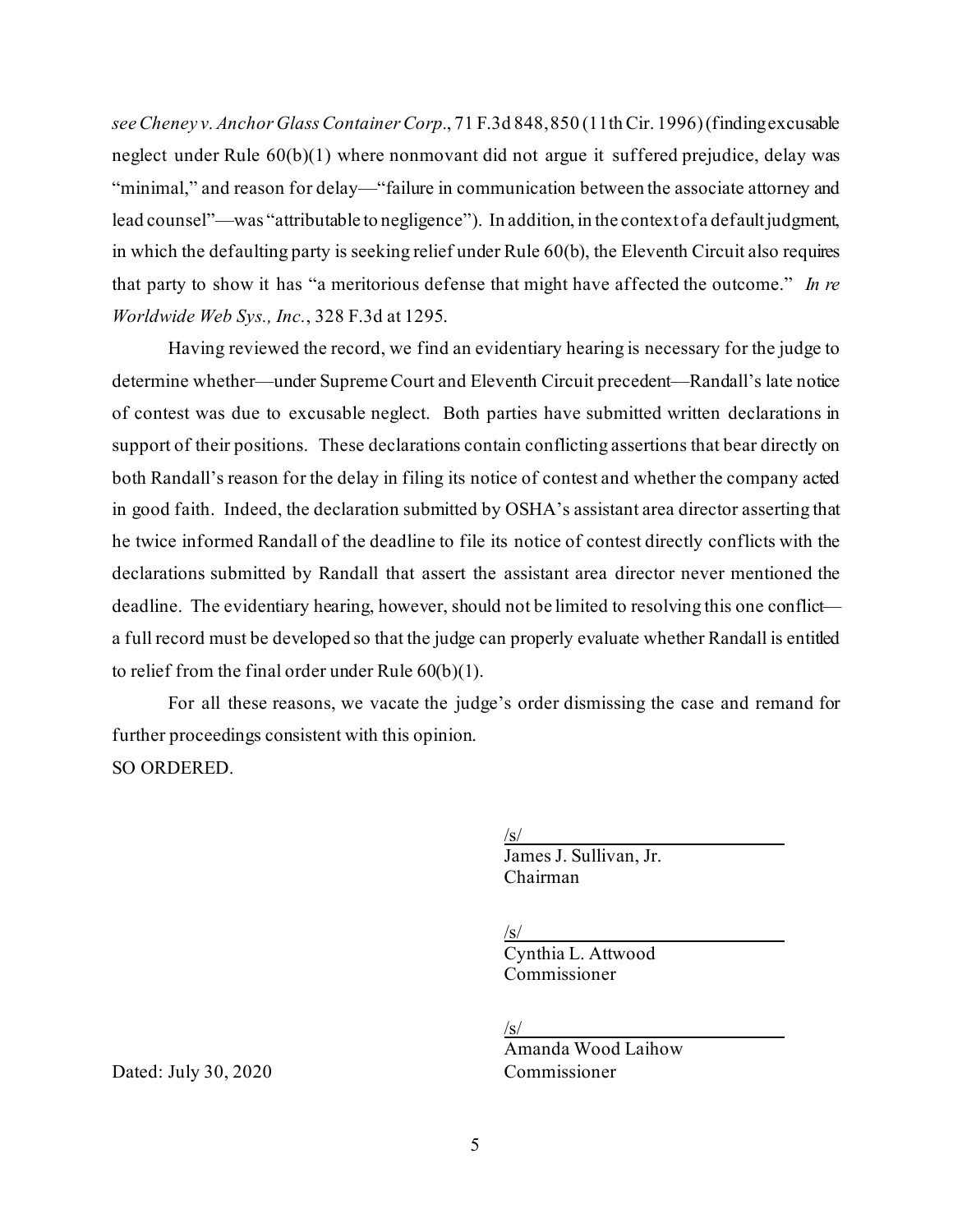*see Cheney v. Anchor Glass Container Corp.*, 71 F.3d 848, 850 (11th Cir. 1996) (finding excusable neglect under Rule 60(b)(1) where nonmovant did not argue it suffered prejudice, delay was "minimal," and reason for delay—"failure in communication between the associate attorney and lead counsel"—was "attributable to negligence"). In addition, in the context of a default judgment, in which the defaulting party is seeking relief under Rule 60(b), the Eleventh Circuit also requires that party to show it has "a meritorious defense that might have affected the outcome." *In re Worldwide Web Sys., Inc.*, 328 F.3d at 1295.

Having reviewed the record, we find an evidentiary hearing is necessary for the judge to determine whether—under Supreme Court and Eleventh Circuit precedent—Randall's late notice of contest was due to excusable neglect. Both parties have submitted written declarations in support of their positions. These declarations contain conflicting assertions that bear directly on both Randall's reason for the delay in filing its notice of contest and whether the company acted in good faith. Indeed, the declaration submitted by OSHA's assistant area director asserting that he twice informed Randall of the deadline to file its notice of contest directly conflicts with the declarations submitted by Randall that assert the assistant area director never mentioned the deadline. The evidentiary hearing, however, should not be limited to resolving this one conflict—a full record must be developed so that the judge can properly evaluate whether Randall is entitled to relief from the final order under Rule 60(b)(1).

For all these reasons, we vacate the judge's order dismissing the case and remand for further proceedings consistent with this opinion.

SO ORDERED.

/s/
James J. Sullivan, Jr.
Chairman

/s/
Cynthia L. Attwood
Commissioner

/s/
Amanda Wood Laihow
Commissioner

Dated: July 30, 2020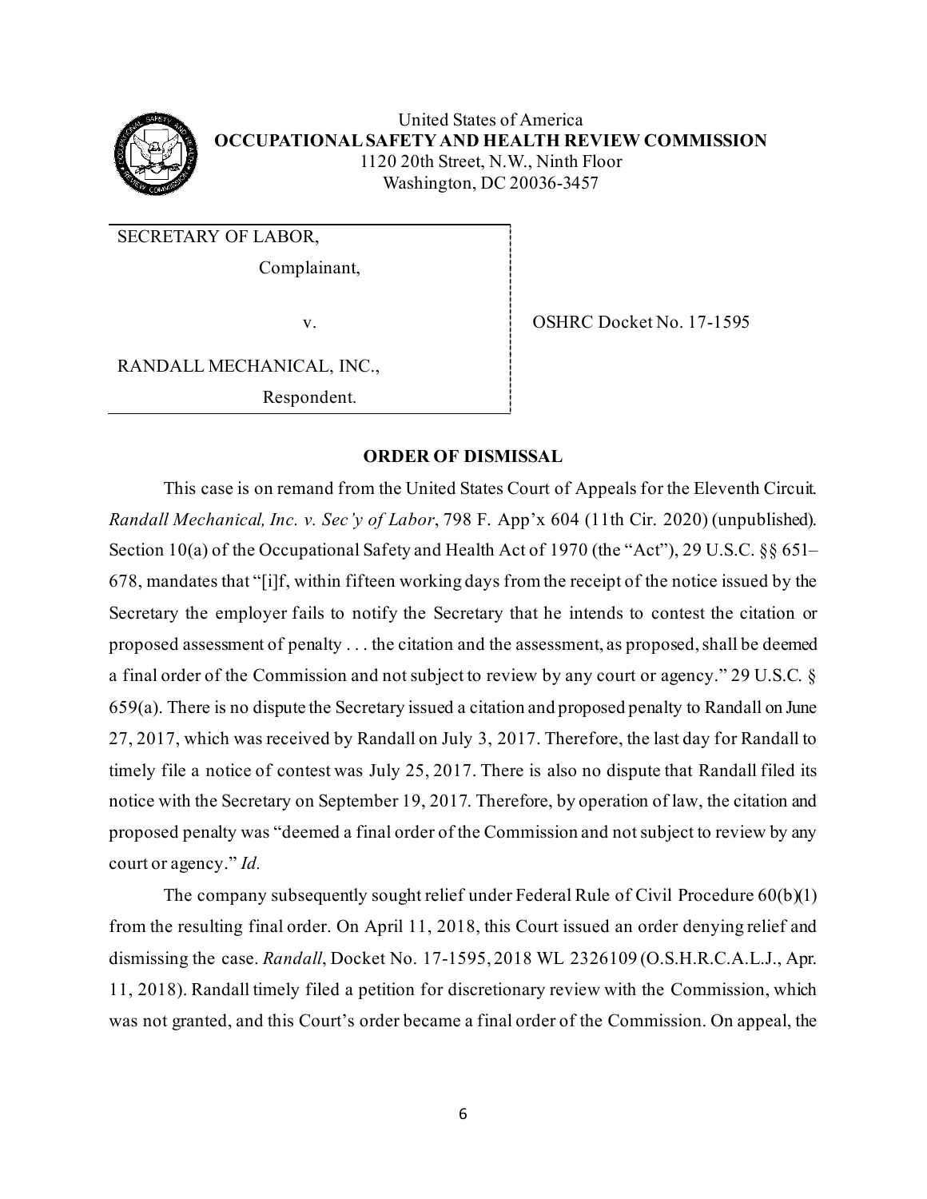United States of America
**OCCUPATIONAL SAFETY AND HEALTH REVIEW COMMISSION**
1120 20th Street, N.W., Ninth Floor
Washington, DC 20036-3457

| | |
|---|---|
| SECRETARY OF LABOR,<br>Complainant,<br><br>v.<br><br>RANDALL MECHANICAL, INC.,<br>Respondent. | OSHRC Docket No. 17-1595 |

**ORDER OF DISMISSAL**

This case is on remand from the United States Court of Appeals for the Eleventh Circuit. *Randall Mechanical, Inc. v. Sec'y of Labor*, 798 F. App'x 604 (11th Cir. 2020) (unpublished). Section 10(a) of the Occupational Safety and Health Act of 1970 (the "Act"), 29 U.S.C. §§ 651–678, mandates that "[i]f, within fifteen working days from the receipt of the notice issued by the Secretary the employer fails to notify the Secretary that he intends to contest the citation or proposed assessment of penalty . . . the citation and the assessment, as proposed, shall be deemed a final order of the Commission and not subject to review by any court or agency." 29 U.S.C. § 659(a). There is no dispute the Secretary issued a citation and proposed penalty to Randall on June 27, 2017, which was received by Randall on July 3, 2017. Therefore, the last day for Randall to timely file a notice of contest was July 25, 2017. There is also no dispute that Randall filed its notice with the Secretary on September 19, 2017. Therefore, by operation of law, the citation and proposed penalty was "deemed a final order of the Commission and not subject to review by any court or agency." *Id.*

The company subsequently sought relief under Federal Rule of Civil Procedure 60(b)(1) from the resulting final order. On April 11, 2018, this Court issued an order denying relief and dismissing the case. *Randall*, Docket No. 17-1595, 2018 WL 2326109 (O.S.H.R.C.A.L.J., Apr. 11, 2018). Randall timely filed a petition for discretionary review with the Commission, which was not granted, and this Court's order became a final order of the Commission. On appeal, the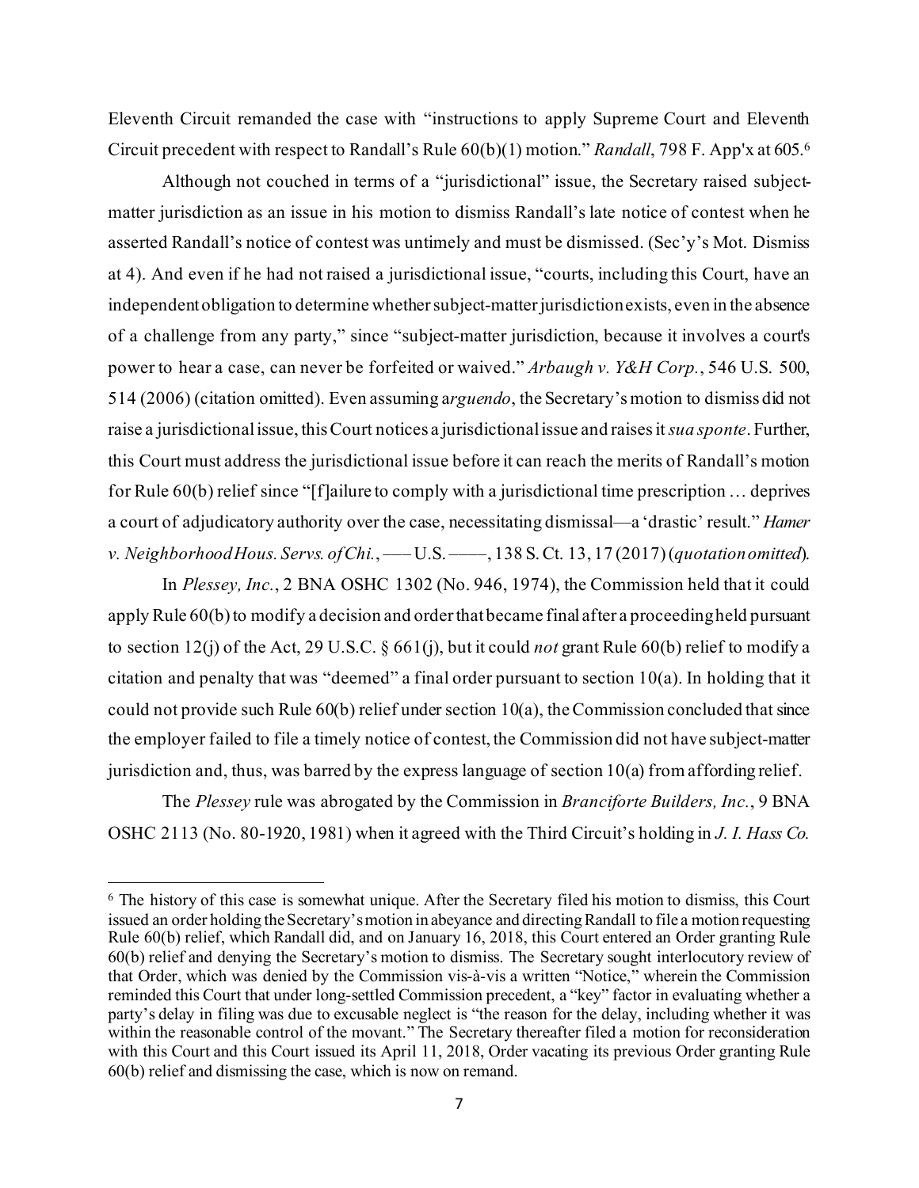Eleventh Circuit remanded the case with "instructions to apply Supreme Court and Eleventh Circuit precedent with respect to Randall's Rule 60(b)(1) motion." *Randall*, 798 F. App'x at 605.[6]

Although not couched in terms of a "jurisdictional" issue, the Secretary raised subject-matter jurisdiction as an issue in his motion to dismiss Randall's late notice of contest when he asserted Randall's notice of contest was untimely and must be dismissed. (Sec'y's Mot. Dismiss at 4). And even if he had not raised a jurisdictional issue, "courts, including this Court, have an independent obligation to determine whether subject-matter jurisdiction exists, even in the absence of a challenge from any party," since "subject-matter jurisdiction, because it involves a court's power to hear a case, can never be forfeited or waived." *Arbaugh v. Y&H Corp.*, 546 U.S. 500, 514 (2006) (citation omitted). Even assuming *arguendo*, the Secretary's motion to dismiss did not raise a jurisdictional issue, this Court notices a jurisdictional issue and raises it *sua sponte*. Further, this Court must address the jurisdictional issue before it can reach the merits of Randall's motion for Rule 60(b) relief since "[f]ailure to comply with a jurisdictional time prescription … deprives a court of adjudicatory authority over the case, necessitating dismissal—a 'drastic' result." *Hamer v. Neighborhood Hous. Servs. of Chi.*, ––– U.S. –––, 138 S. Ct. 13, 17 (2017) (*quotation omitted*).

In *Plessey, Inc.*, 2 BNA OSHC 1302 (No. 946, 1974), the Commission held that it could apply Rule 60(b) to modify a decision and order that became final after a proceeding held pursuant to section 12(j) of the Act, 29 U.S.C. § 661(j), but it could *not* grant Rule 60(b) relief to modify a citation and penalty that was "deemed" a final order pursuant to section 10(a). In holding that it could not provide such Rule 60(b) relief under section 10(a), the Commission concluded that since the employer failed to file a timely notice of contest, the Commission did not have subject-matter jurisdiction and, thus, was barred by the express language of section 10(a) from affording relief.

The *Plessey* rule was abrogated by the Commission in *Branciforte Builders, Inc.*, 9 BNA OSHC 2113 (No. 80-1920, 1981) when it agreed with the Third Circuit's holding in *J. I. Hass Co.*

[6] The history of this case is somewhat unique. After the Secretary filed his motion to dismiss, this Court issued an order holding the Secretary's motion in abeyance and directing Randall to file a motion requesting Rule 60(b) relief, which Randall did, and on January 16, 2018, this Court entered an Order granting Rule 60(b) relief and denying the Secretary's motion to dismiss. The Secretary sought interlocutory review of that Order, which was denied by the Commission vis-à-vis a written "Notice," wherein the Commission reminded this Court that under long-settled Commission precedent, a "key" factor in evaluating whether a party's delay in filing was due to excusable neglect is "the reason for the delay, including whether it was within the reasonable control of the movant." The Secretary thereafter filed a motion for reconsideration with this Court and this Court issued its April 11, 2018, Order vacating its previous Order granting Rule 60(b) relief and dismissing the case, which is now on remand.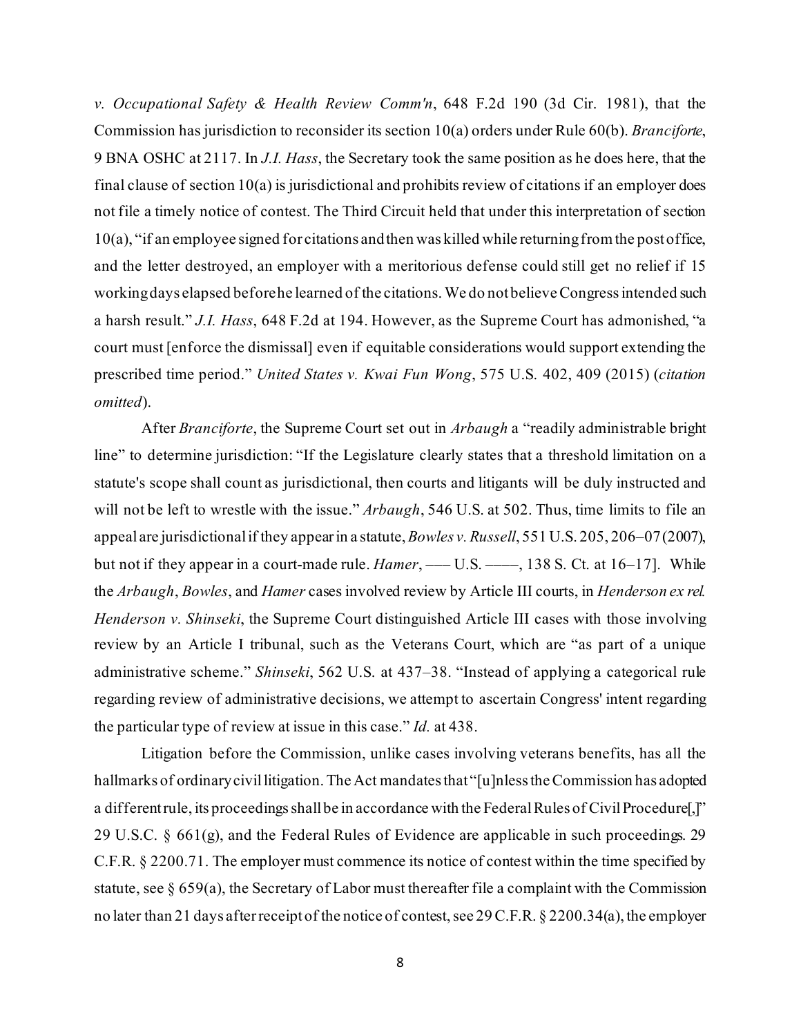*v. Occupational Safety & Health Review Comm'n*, 648 F.2d 190 (3d Cir. 1981), that the Commission has jurisdiction to reconsider its section 10(a) orders under Rule 60(b). *Branciforte*, 9 BNA OSHC at 2117. In *J.I. Hass*, the Secretary took the same position as he does here, that the final clause of section 10(a) is jurisdictional and prohibits review of citations if an employer does not file a timely notice of contest. The Third Circuit held that under this interpretation of section 10(a), "if an employee signed for citations and then was killed while returning from the post office, and the letter destroyed, an employer with a meritorious defense could still get no relief if 15 working days elapsed before he learned of the citations. We do not believe Congress intended such a harsh result." *J.I. Hass*, 648 F.2d at 194. However, as the Supreme Court has admonished, "a court must [enforce the dismissal] even if equitable considerations would support extending the prescribed time period." *United States v. Kwai Fun Wong*, 575 U.S. 402, 409 (2015) (*citation omitted*).

After *Branciforte*, the Supreme Court set out in *Arbaugh* a "readily administrable bright line" to determine jurisdiction: "If the Legislature clearly states that a threshold limitation on a statute's scope shall count as jurisdictional, then courts and litigants will be duly instructed and will not be left to wrestle with the issue." *Arbaugh*, 546 U.S. at 502. Thus, time limits to file an appeal are jurisdictional if they appear in a statute, *Bowles v. Russell*, 551 U.S. 205, 206–07 (2007), but not if they appear in a court-made rule. *Hamer*, —— U.S. ——, 138 S. Ct. at 16–17]. While the *Arbaugh*, *Bowles*, and *Hamer* cases involved review by Article III courts, in *Henderson ex rel. Henderson v. Shinseki*, the Supreme Court distinguished Article III cases with those involving review by an Article I tribunal, such as the Veterans Court, which are "as part of a unique administrative scheme." *Shinseki*, 562 U.S. at 437–38. "Instead of applying a categorical rule regarding review of administrative decisions, we attempt to ascertain Congress' intent regarding the particular type of review at issue in this case." *Id.* at 438.

Litigation before the Commission, unlike cases involving veterans benefits, has all the hallmarks of ordinary civil litigation. The Act mandates that "[u]nless the Commission has adopted a different rule, its proceedings shall be in accordance with the Federal Rules of Civil Procedure[,]" 29 U.S.C. § 661(g), and the Federal Rules of Evidence are applicable in such proceedings. 29 C.F.R. § 2200.71. The employer must commence its notice of contest within the time specified by statute, see § 659(a), the Secretary of Labor must thereafter file a complaint with the Commission no later than 21 days after receipt of the notice of contest, see 29 C.F.R. § 2200.34(a), the employer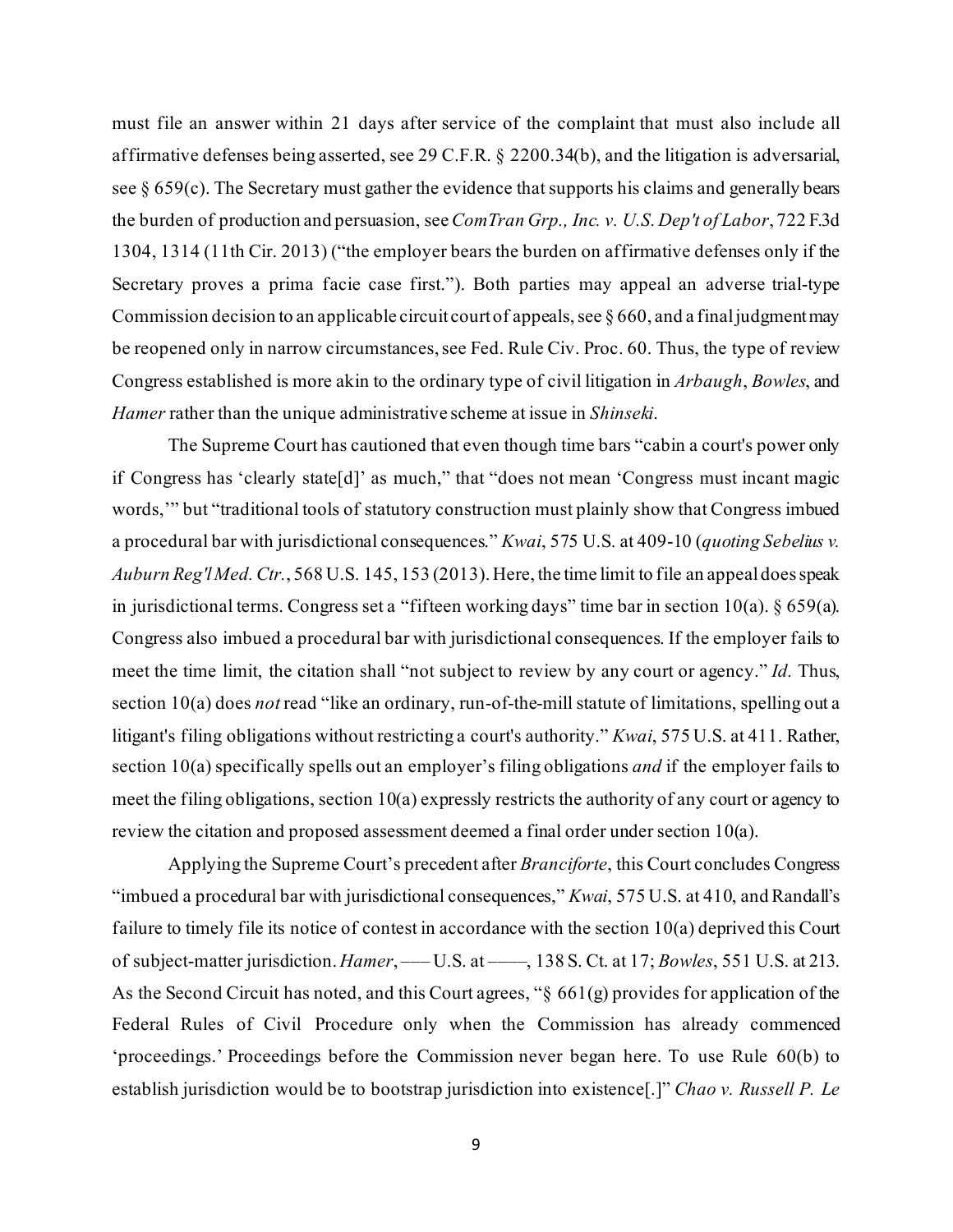must file an answer within 21 days after service of the complaint that must also include all affirmative defenses being asserted, see 29 C.F.R. § 2200.34(b), and the litigation is adversarial, see § 659(c). The Secretary must gather the evidence that supports his claims and generally bears the burden of production and persuasion, see *ComTran Grp., Inc. v. U.S. Dep't of Labor*, 722 F.3d 1304, 1314 (11th Cir. 2013) ("the employer bears the burden on affirmative defenses only if the Secretary proves a prima facie case first."). Both parties may appeal an adverse trial-type Commission decision to an applicable circuit court of appeals, see § 660, and a final judgment may be reopened only in narrow circumstances, see Fed. Rule Civ. Proc. 60. Thus, the type of review Congress established is more akin to the ordinary type of civil litigation in *Arbaugh*, *Bowles*, and *Hamer* rather than the unique administrative scheme at issue in *Shinseki*.

The Supreme Court has cautioned that even though time bars "cabin a court's power only if Congress has 'clearly state[d]' as much," that "does not mean 'Congress must incant magic words,'" but "traditional tools of statutory construction must plainly show that Congress imbued a procedural bar with jurisdictional consequences." *Kwai*, 575 U.S. at 409-10 (*quoting Sebelius v. Auburn Reg'l Med. Ctr.*, 568 U.S. 145, 153 (2013). Here, the time limit to file an appeal does speak in jurisdictional terms. Congress set a "fifteen working days" time bar in section 10(a). § 659(a). Congress also imbued a procedural bar with jurisdictional consequences. If the employer fails to meet the time limit, the citation shall "not subject to review by any court or agency." *Id.* Thus, section 10(a) does *not* read "like an ordinary, run-of-the-mill statute of limitations, spelling out a litigant's filing obligations without restricting a court's authority." *Kwai*, 575 U.S. at 411. Rather, section 10(a) specifically spells out an employer's filing obligations *and* if the employer fails to meet the filing obligations, section 10(a) expressly restricts the authority of any court or agency to review the citation and proposed assessment deemed a final order under section 10(a).

Applying the Supreme Court's precedent after *Branciforte*, this Court concludes Congress "imbued a procedural bar with jurisdictional consequences," *Kwai*, 575 U.S. at 410, and Randall's failure to timely file its notice of contest in accordance with the section 10(a) deprived this Court of subject-matter jurisdiction. *Hamer*, ––– U.S. at ––––, 138 S. Ct. at 17; *Bowles*, 551 U.S. at 213. As the Second Circuit has noted, and this Court agrees, "§ 661(g) provides for application of the Federal Rules of Civil Procedure only when the Commission has already commenced 'proceedings.' Proceedings before the Commission never began here. To use Rule 60(b) to establish jurisdiction would be to bootstrap jurisdiction into existence[.]" *Chao v. Russell P. Le*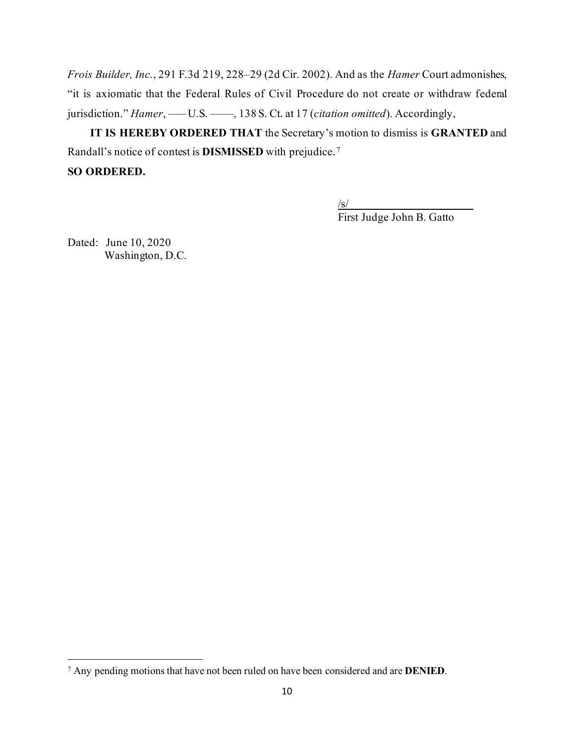*Frois Builder, Inc.*, 291 F.3d 219, 228–29 (2d Cir. 2002). And as the *Hamer* Court admonishes, "it is axiomatic that the Federal Rules of Civil Procedure do not create or withdraw federal jurisdiction." *Hamer*, ––– U.S. ––––, 138 S. Ct. at 17 (*citation omitted*). Accordingly,

**IT IS HEREBY ORDERED THAT** the Secretary's motion to dismiss is **GRANTED** and Randall's notice of contest is **DISMISSED** with prejudice.[7]

**SO ORDERED.**

/s/
First Judge John B. Gatto

Dated: June 10, 2020
Washington, D.C.

[7] Any pending motions that have not been ruled on have been considered and are **DENIED**.